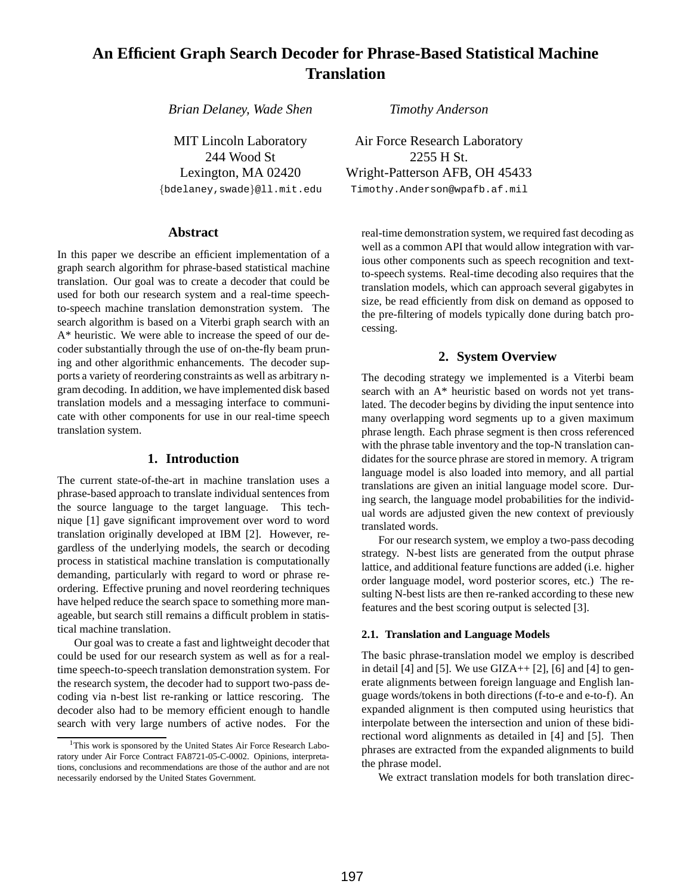# An Efficient Graph Search Decoder for Phrase-Based Statistical Machine Translation

*Brian Delaney, Wade Shen*

MIT Lincoln Laboratory
244 Wood St
Lexington, MA 02420
{bdelaney,swade}@ll.mit.edu

*Timothy Anderson*

Air Force Research Laboratory
2255 H St.
Wright-Patterson AFB, OH 45433
Timothy.Anderson@wpafb.af.mil

## Abstract

In this paper we describe an efficient implementation of a graph search algorithm for phrase-based statistical machine translation. Our goal was to create a decoder that could be used for both our research system and a real-time speech-to-speech machine translation demonstration system. The search algorithm is based on a Viterbi graph search with an A* heuristic. We were able to increase the speed of our decoder substantially through the use of on-the-fly beam pruning and other algorithmic enhancements. The decoder supports a variety of reordering constraints as well as arbitrary n-gram decoding. In addition, we have implemented disk based translation models and a messaging interface to communicate with other components for use in our real-time speech translation system.

## 1. Introduction

The current state-of-the-art in machine translation uses a phrase-based approach to translate individual sentences from the source language to the target language. This technique [1] gave significant improvement over word to word translation originally developed at IBM [2]. However, regardless of the underlying models, the search or decoding process in statistical machine translation is computationally demanding, particularly with regard to word or phrase reordering. Effective pruning and novel reordering techniques have helped reduce the search space to something more manageable, but search still remains a difficult problem in statistical machine translation.

Our goal was to create a fast and lightweight decoder that could be used for our research system as well as for a real-time speech-to-speech translation demonstration system. For the research system, the decoder had to support two-pass decoding via n-best list re-ranking or lattice rescoring. The decoder also had to be memory efficient enough to handle search with very large numbers of active nodes. For the real-time demonstration system, we required fast decoding as well as a common API that would allow integration with various other components such as speech recognition and text-to-speech systems. Real-time decoding also requires that the translation models, which can approach several gigabytes in size, be read efficiently from disk on demand as opposed to the pre-filtering of models typically done during batch processing.

## 2. System Overview

The decoding strategy we implemented is a Viterbi beam search with an A* heuristic based on words not yet translated. The decoder begins by dividing the input sentence into many overlapping word segments up to a given maximum phrase length. Each phrase segment is then cross referenced with the phrase table inventory and the top-N translation candidates for the source phrase are stored in memory. A trigram language model is also loaded into memory, and all partial translations are given an initial language model score. During search, the language model probabilities for the individual words are adjusted given the new context of previously translated words.

For our research system, we employ a two-pass decoding strategy. N-best lists are generated from the output phrase lattice, and additional feature functions are added (i.e. higher order language model, word posterior scores, etc.) The resulting N-best lists are then re-ranked according to these new features and the best scoring output is selected [3].

### 2.1. Translation and Language Models

The basic phrase-translation model we employ is described in detail [4] and [5]. We use GIZA++ [2], [6] and [4] to generate alignments between foreign language and English language words/tokens in both directions (f-to-e and e-to-f). An expanded alignment is then computed using heuristics that interpolate between the intersection and union of these bidirectional word alignments as detailed in [4] and [5]. Then phrases are extracted from the expanded alignments to build the phrase model.

We extract translation models for both translation direc-

[1] This work is sponsored by the United States Air Force Research Laboratory under Air Force Contract FA8721-05-C-0002. Opinions, interpretations, conclusions and recommendations are those of the author and are not necessarily endorsed by the United States Government.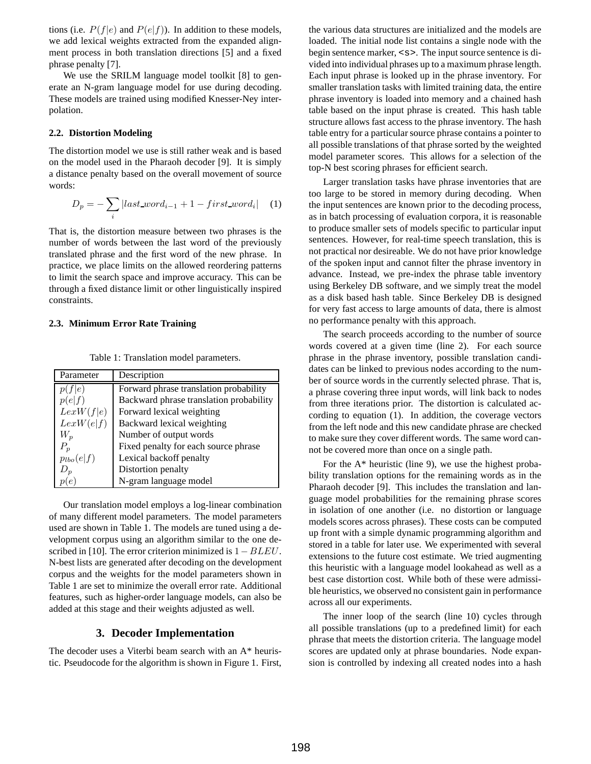tions (i.e. $P(f|e)$ and $P(e|f)$). In addition to these models, we add lexical weights extracted from the expanded alignment process in both translation directions [5] and a fixed phrase penalty [7].

We use the SRILM language model toolkit [8] to generate an N-gram language model for use during decoding. These models are trained using modified Knesser-Ney interpolation.

### 2.2. Distortion Modeling

The distortion model we use is still rather weak and is based on the model used in the Pharaoh decoder [9]. It is simply a distance penalty based on the overall movement of source words:

$$D_p = -\sum_i |last\_word_{i-1} + 1 - first\_word_i| \quad (1)$$

That is, the distortion measure between two phrases is the number of words between the last word of the previously translated phrase and the first word of the new phrase. In practice, we place limits on the allowed reordering patterns to limit the search space and improve accuracy. This can be through a fixed distance limit or other linguistically inspired constraints.

### 2.3. Minimum Error Rate Training

Table 1: Translation model parameters.

| Parameter | Description |
|---|---|
| $p(f\|e)$ | Forward phrase translation probability |
| $p(e\|f)$ | Backward phrase translation probability |
| $LexW(f\|e)$ | Forward lexical weighting |
| $LexW(e\|f)$ | Backward lexical weighting |
| $W_p$ | Number of output words |
| $P_p$ | Fixed penalty for each source phrase |
| $p_{lbo}(e\|f)$ | Lexical backoff penalty |
| $D_p$ | Distortion penalty |
| $p(e)$ | N-gram language model |

Our translation model employs a log-linear combination of many different model parameters. The model parameters used are shown in Table 1. The models are tuned using a development corpus using an algorithm similar to the one described in [10]. The error criterion minimized is $1 - BLEU$. N-best lists are generated after decoding on the development corpus and the weights for the model parameters shown in Table 1 are set to minimize the overall error rate. Additional features, such as higher-order language models, can also be added at this stage and their weights adjusted as well.

## 3. Decoder Implementation

The decoder uses a Viterbi beam search with an A* heuristic. Pseudocode for the algorithm is shown in Figure 1. First, the various data structures are initialized and the models are loaded. The initial node list contains a single node with the begin sentence marker, `<s>`. The input source sentence is divided into individual phrases up to a maximum phrase length. Each input phrase is looked up in the phrase inventory. For smaller translation tasks with limited training data, the entire phrase inventory is loaded into memory and a chained hash table based on the input phrase is created. This hash table structure allows fast access to the phrase inventory. The hash table entry for a particular source phrase contains a pointer to all possible translations of that phrase sorted by the weighted model parameter scores. This allows for a selection of the top-N best scoring phrases for efficient search.

Larger translation tasks have phrase inventories that are too large to be stored in memory during decoding. When the input sentences are known prior to the decoding process, as in batch processing of evaluation corpora, it is reasonable to produce smaller sets of models specific to particular input sentences. However, for real-time speech translation, this is not practical nor desireable. We do not have prior knowledge of the spoken input and cannot filter the phrase inventory in advance. Instead, we pre-index the phrase table inventory using Berkeley DB software, and we simply treat the model as a disk based hash table. Since Berkeley DB is designed for very fast access to large amounts of data, there is almost no performance penalty with this approach.

The search proceeds according to the number of source words covered at a given time (line 2). For each source phrase in the phrase inventory, possible translation candidates can be linked to previous nodes according to the number of source words in the currently selected phrase. That is, a phrase covering three input words, will link back to nodes from three iterations prior. The distortion is calculated according to equation (1). In addition, the coverage vectors from the left node and this new candidate phrase are checked to make sure they cover different words. The same word cannot be covered more than once on a single path.

For the A* heuristic (line 9), we use the highest probability translation options for the remaining words as in the Pharaoh decoder [9]. This includes the translation and language model probabilities for the remaining phrase scores in isolation of one another (i.e. no distortion or language models scores across phrases). These costs can be computed up front with a simple dynamic programming algorithm and stored in a table for later use. We experimented with several extensions to the future cost estimate. We tried augmenting this heuristic with a language model lookahead as well as a best case distortion cost. While both of these were admissible heuristics, we observed no consistent gain in performance across all our experiments.

The inner loop of the search (line 10) cycles through all possible translations (up to a predefined limit) for each phrase that meets the distortion criteria. The language model scores are updated only at phrase boundaries. Node expansion is controlled by indexing all created nodes into a hash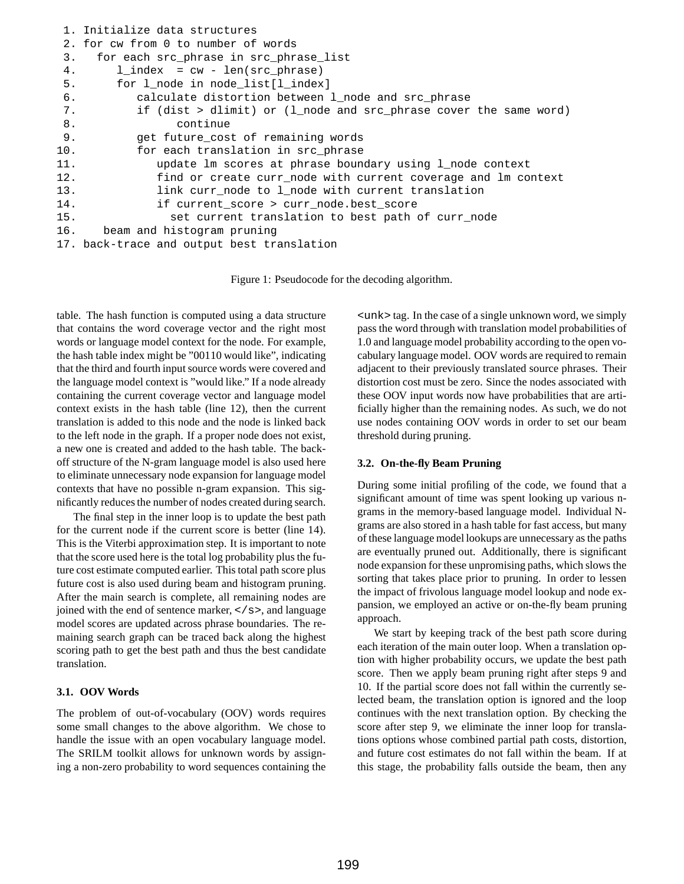```
 1. Initialize data structures
 2. for cw from 0 to number of words
 3.   for each src_phrase in src_phrase_list
 4.      l_index  = cw - len(src_phrase)
 5.      for l_node in node_list[l_index]
 6.         calculate distortion between l_node and src_phrase
 7.         if (dist > dlimit) or (l_node and src_phrase cover the same word)
 8.               continue
 9.         get future_cost of remaining words
10.         for each translation in src_phrase
11.            update lm scores at phrase boundary using l_node context
12.            find or create curr_node with current coverage and lm context
13.            link curr_node to l_node with current translation
14.            if current_score > curr_node.best_score
15.              set current translation to best path of curr_node
16.    beam and histogram pruning
17. back-trace and output best translation
```

Figure 1: Pseudocode for the decoding algorithm.

table. The hash function is computed using a data structure that contains the word coverage vector and the right most words or language model context for the node. For example, the hash table index might be "00110 would like", indicating that the third and fourth input source words were covered and the language model context is "would like." If a node already containing the current coverage vector and language model context exists in the hash table (line 12), then the current translation is added to this node and the node is linked back to the left node in the graph. If a proper node does not exist, a new one is created and added to the hash table. The back-off structure of the N-gram language model is also used here to eliminate unnecessary node expansion for language model contexts that have no possible n-gram expansion. This significantly reduces the number of nodes created during search.

The final step in the inner loop is to update the best path for the current node if the current score is better (line 14). This is the Viterbi approximation step. It is important to note that the score used here is the total log probability plus the future cost estimate computed earlier. This total path score plus future cost is also used during beam and histogram pruning. After the main search is complete, all remaining nodes are joined with the end of sentence marker, `</s>`, and language model scores are updated across phrase boundaries. The remaining search graph can be traced back along the highest scoring path to get the best path and thus the best candidate translation.

### 3.1. OOV Words

The problem of out-of-vocabulary (OOV) words requires some small changes to the above algorithm. We chose to handle the issue with an open vocabulary language model. The SRILM toolkit allows for unknown words by assigning a non-zero probability to word sequences containing the `<unk>` tag. In the case of a single unknown word, we simply pass the word through with translation model probabilities of 1.0 and language model probability according to the open vocabulary language model. OOV words are required to remain adjacent to their previously translated source phrases. Their distortion cost must be zero. Since the nodes associated with these OOV input words now have probabilities that are artificially higher than the remaining nodes. As such, we do not use nodes containing OOV words in order to set our beam threshold during pruning.

### 3.2. On-the-fly Beam Pruning

During some initial profiling of the code, we found that a significant amount of time was spent looking up various n-grams in the memory-based language model. Individual N-grams are also stored in a hash table for fast access, but many of these language model lookups are unnecessary as the paths are eventually pruned out. Additionally, there is significant node expansion for these unpromising paths, which slows the sorting that takes place prior to pruning. In order to lessen the impact of frivolous language model lookup and node expansion, we employed an active or on-the-fly beam pruning approach.

We start by keeping track of the best path score during each iteration of the main outer loop. When a translation option with higher probability occurs, we update the best path score. Then we apply beam pruning right after steps 9 and 10. If the partial score does not fall within the currently selected beam, the translation option is ignored and the loop continues with the next translation option. By checking the score after step 9, we eliminate the inner loop for translations options whose combined partial path costs, distortion, and future cost estimates do not fall within the beam. If at this stage, the probability falls outside the beam, then any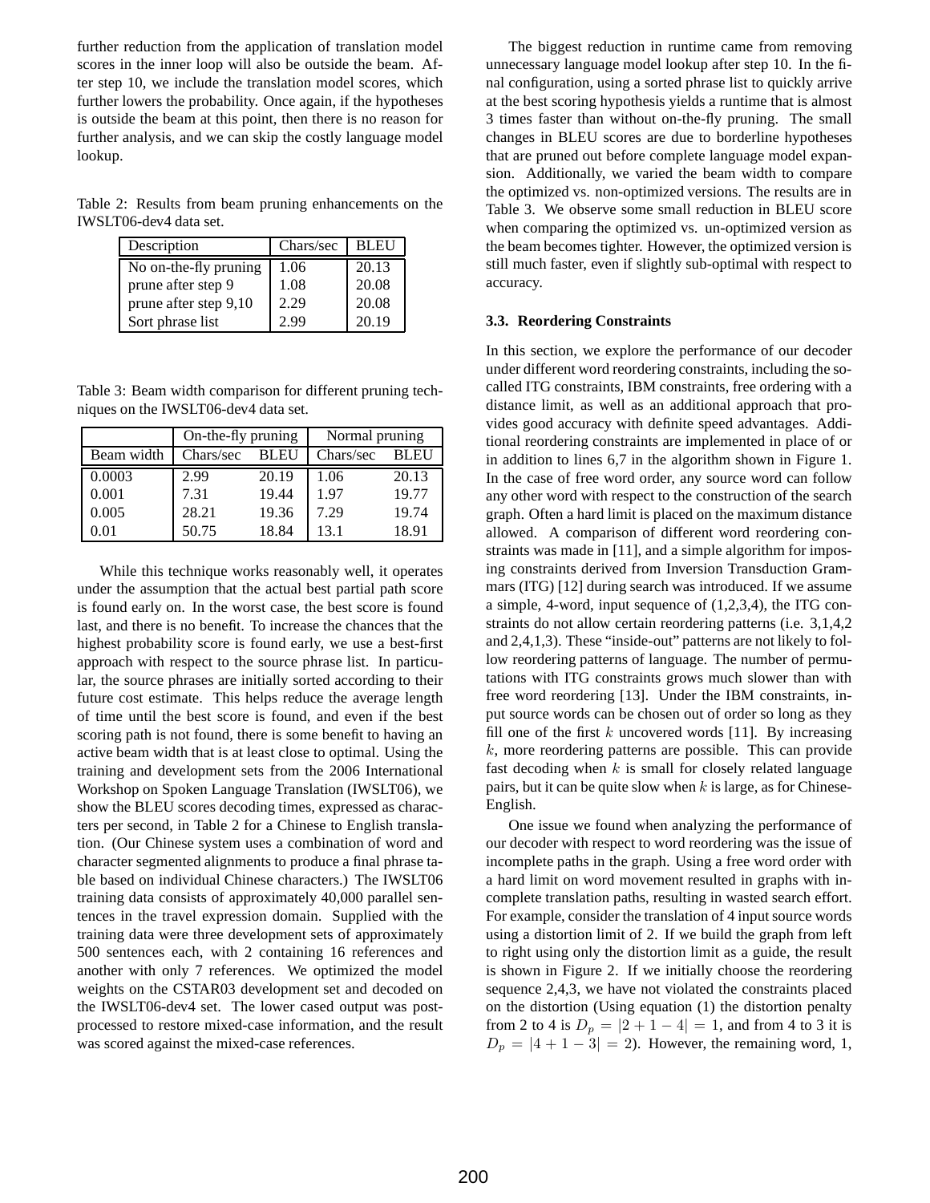further reduction from the application of translation model scores in the inner loop will also be outside the beam. After step 10, we include the translation model scores, which further lowers the probability. Once again, if the hypotheses is outside the beam at this point, then there is no reason for further analysis, and we can skip the costly language model lookup.

Table 2: Results from beam pruning enhancements on the IWSLT06-dev4 data set.

| Description | Chars/sec | BLEU |
|---|---|---|
| No on-the-fly pruning | 1.06 | 20.13 |
| prune after step 9 | 1.08 | 20.08 |
| prune after step 9,10 | 2.29 | 20.08 |
| Sort phrase list | 2.99 | 20.19 |

Table 3: Beam width comparison for different pruning techniques on the IWSLT06-dev4 data set.

| | On-the-fly pruning | | Normal pruning | |
|---|---|---|---|---|
| Beam width | Chars/sec | BLEU | Chars/sec | BLEU |
| 0.0003 | 2.99 | 20.19 | 1.06 | 20.13 |
| 0.001 | 7.31 | 19.44 | 1.97 | 19.77 |
| 0.005 | 28.21 | 19.36 | 7.29 | 19.74 |
| 0.01 | 50.75 | 18.84 | 13.1 | 18.91 |

While this technique works reasonably well, it operates under the assumption that the actual best partial path score is found early on. In the worst case, the best score is found last, and there is no benefit. To increase the chances that the highest probability score is found early, we use a best-first approach with respect to the source phrase list. In particular, the source phrases are initially sorted according to their future cost estimate. This helps reduce the average length of time until the best score is found, and even if the best scoring path is not found, there is some benefit to having an active beam width that is at least close to optimal. Using the training and development sets from the 2006 International Workshop on Spoken Language Translation (IWSLT06), we show the BLEU scores decoding times, expressed as characters per second, in Table 2 for a Chinese to English translation. (Our Chinese system uses a combination of word and character segmented alignments to produce a final phrase table based on individual Chinese characters.) The IWSLT06 training data consists of approximately 40,000 parallel sentences in the travel expression domain. Supplied with the training data were three development sets of approximately 500 sentences each, with 2 containing 16 references and another with only 7 references. We optimized the model weights on the CSTAR03 development set and decoded on the IWSLT06-dev4 set. The lower cased output was post-processed to restore mixed-case information, and the result was scored against the mixed-case references.

The biggest reduction in runtime came from removing unnecessary language model lookup after step 10. In the final configuration, using a sorted phrase list to quickly arrive at the best scoring hypothesis yields a runtime that is almost 3 times faster than without on-the-fly pruning. The small changes in BLEU scores are due to borderline hypotheses that are pruned out before complete language model expansion. Additionally, we varied the beam width to compare the optimized vs. non-optimized versions. The results are in Table 3. We observe some small reduction in BLEU score when comparing the optimized vs. un-optimized version as the beam becomes tighter. However, the optimized version is still much faster, even if slightly sub-optimal with respect to accuracy.

### 3.3. Reordering Constraints

In this section, we explore the performance of our decoder under different word reordering constraints, including the so-called ITG constraints, IBM constraints, free ordering with a distance limit, as well as an additional approach that provides good accuracy with definite speed advantages. Additional reordering constraints are implemented in place of or in addition to lines 6,7 in the algorithm shown in Figure 1. In the case of free word order, any source word can follow any other word with respect to the construction of the search graph. Often a hard limit is placed on the maximum distance allowed. A comparison of different word reordering constraints was made in [11], and a simple algorithm for imposing constraints derived from Inversion Transduction Grammars (ITG) [12] during search was introduced. If we assume a simple, 4-word, input sequence of (1,2,3,4), the ITG constraints do not allow certain reordering patterns (i.e. 3,1,4,2 and 2,4,1,3). These "inside-out" patterns are not likely to follow reordering patterns of language. The number of permutations with ITG constraints grows much slower than with free word reordering [13]. Under the IBM constraints, input source words can be chosen out of order so long as they fill one of the first $k$ uncovered words [11]. By increasing $k$, more reordering patterns are possible. This can provide fast decoding when $k$ is small for closely related language pairs, but it can be quite slow when $k$ is large, as for Chinese-English.

One issue we found when analyzing the performance of our decoder with respect to word reordering was the issue of incomplete paths in the graph. Using a free word order with a hard limit on word movement resulted in graphs with incomplete translation paths, resulting in wasted search effort. For example, consider the translation of 4 input source words using a distortion limit of 2. If we build the graph from left to right using only the distortion limit as a guide, the result is shown in Figure 2. If we initially choose the reordering sequence 2,4,3, we have not violated the constraints placed on the distortion (Using equation (1) the distortion penalty from 2 to 4 is $D_p = |2 + 1 - 4| = 1$, and from 4 to 3 it is $D_p = |4 + 1 - 3| = 2$). However, the remaining word, 1,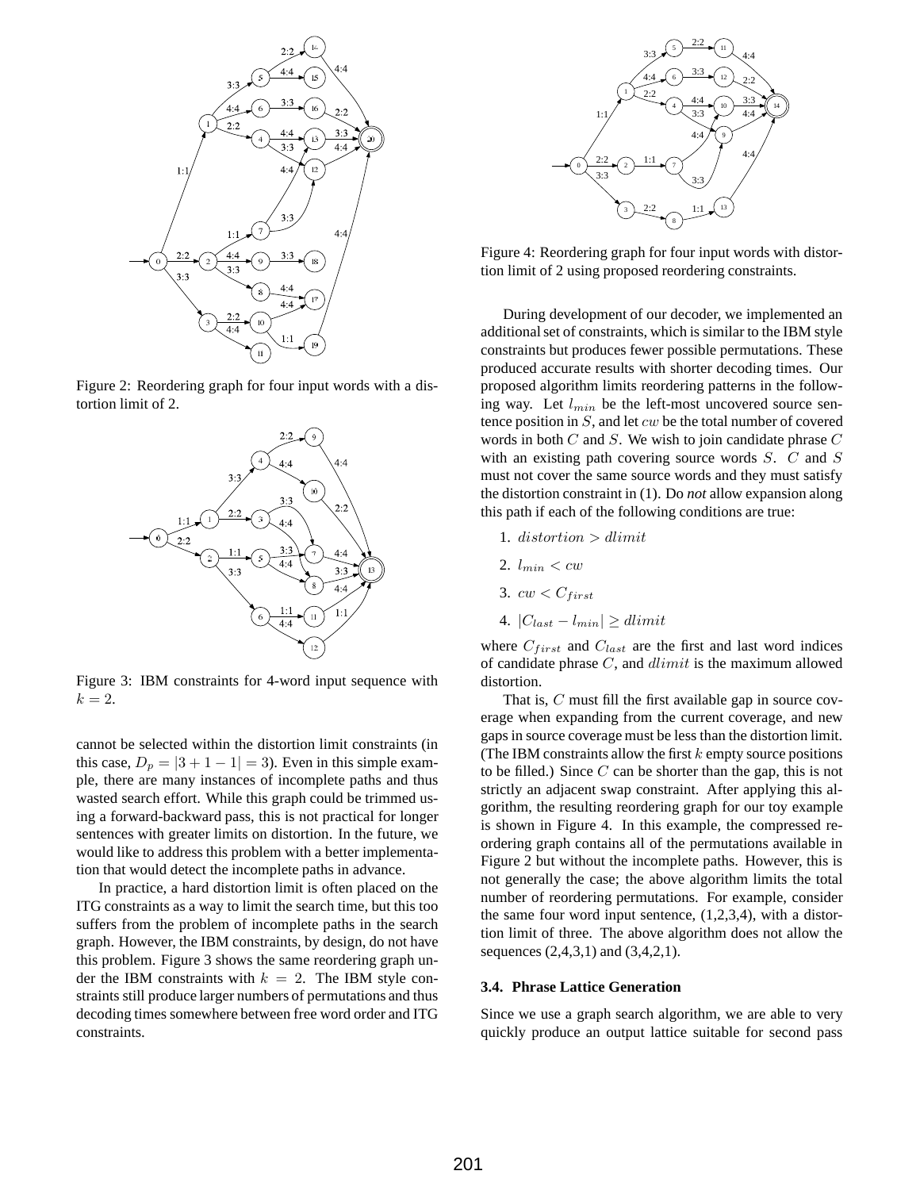Figure 2: Reordering graph for four input words with a distortion limit of 2.

Figure 3: IBM constraints for 4-word input sequence with $k = 2$.

cannot be selected within the distortion limit constraints (in this case, $D_p = |3 + 1 - 1| = 3$). Even in this simple example, there are many instances of incomplete paths and thus wasted search effort. While this graph could be trimmed using a forward-backward pass, this is not practical for longer sentences with greater limits on distortion. In the future, we would like to address this problem with a better implementation that would detect the incomplete paths in advance.

In practice, a hard distortion limit is often placed on the ITG constraints as a way to limit the search time, but this too suffers from the problem of incomplete paths in the search graph. However, the IBM constraints, by design, do not have this problem. Figure 3 shows the same reordering graph under the IBM constraints with $k = 2$. The IBM style constraints still produce larger numbers of permutations and thus decoding times somewhere between free word order and ITG constraints.

Figure 4: Reordering graph for four input words with distortion limit of 2 using proposed reordering constraints.

During development of our decoder, we implemented an additional set of constraints, which is similar to the IBM style constraints but produces fewer possible permutations. These produced accurate results with shorter decoding times. Our proposed algorithm limits reordering patterns in the following way. Let $l_{min}$ be the left-most uncovered source sentence position in $S$, and let $cw$ be the total number of covered words in both $C$ and $S$. We wish to join candidate phrase $C$ with an existing path covering source words $S$. $C$ and $S$ must not cover the same source words and they must satisfy the distortion constraint in (1). Do *not* allow expansion along this path if each of the following conditions are true:

1. $distortion > dlimit$
2. $l_{min} < cw$
3. $cw < C_{first}$
4. $|C_{last} - l_{min}| \geq dlimit$

where $C_{first}$ and $C_{last}$ are the first and last word indices of candidate phrase $C$, and $dlimit$ is the maximum allowed distortion.

That is, $C$ must fill the first available gap in source coverage when expanding from the current coverage, and new gaps in source coverage must be less than the distortion limit. (The IBM constraints allow the first $k$ empty source positions to be filled.) Since $C$ can be shorter than the gap, this is not strictly an adjacent swap constraint. After applying this algorithm, the resulting reordering graph for our toy example is shown in Figure 4. In this example, the compressed reordering graph contains all of the permutations available in Figure 2 but without the incomplete paths. However, this is not generally the case; the above algorithm limits the total number of reordering permutations. For example, consider the same four word input sentence, (1,2,3,4), with a distortion limit of three. The above algorithm does not allow the sequences (2,4,3,1) and (3,4,2,1).

### 3.4. Phrase Lattice Generation

Since we use a graph search algorithm, we are able to very quickly produce an output lattice suitable for second pass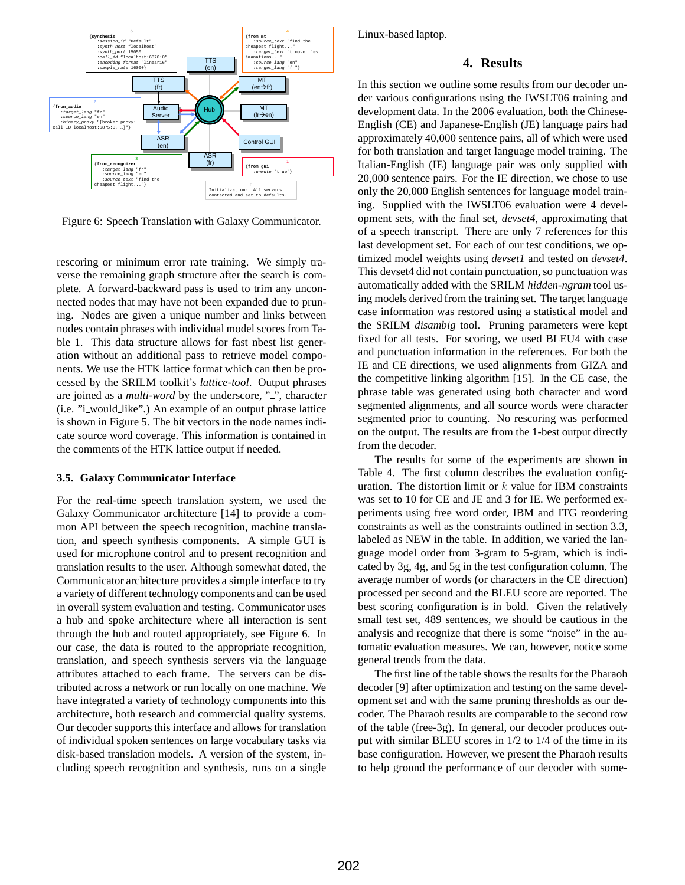Figure 6: Speech Translation with Galaxy Communicator.

rescoring or minimum error rate training. We simply traverse the remaining graph structure after the search is complete. A forward-backward pass is used to trim any unconnected nodes that may have not been expanded due to pruning. Nodes are given a unique number and links between nodes contain phrases with individual model scores from Table 1. This data structure allows for fast nbest list generation without an additional pass to retrieve model components. We use the HTK lattice format which can then be processed by the SRILM toolkit's *lattice-tool*. Output phrases are joined as a *multi-word* by the underscore, "_", character (i.e. "i_would_like".) An example of an output phrase lattice is shown in Figure 5. The bit vectors in the node names indicate source word coverage. This information is contained in the comments of the HTK lattice output if needed.

### 3.5. Galaxy Communicator Interface

For the real-time speech translation system, we used the Galaxy Communicator architecture [14] to provide a common API between the speech recognition, machine translation, and speech synthesis components. A simple GUI is used for microphone control and to present recognition and translation results to the user. Although somewhat dated, the Communicator architecture provides a simple interface to try a variety of different technology components and can be used in overall system evaluation and testing. Communicator uses a hub and spoke architecture where all interaction is sent through the hub and routed appropriately, see Figure 6. In our case, the data is routed to the appropriate recognition, translation, and speech synthesis servers via the language attributes attached to each frame. The servers can be distributed across a network or run locally on one machine. We have integrated a variety of technology components into this architecture, both research and commercial quality systems. Our decoder supports this interface and allows for translation of individual spoken sentences on large vocabulary tasks via disk-based translation models. A version of the system, including speech recognition and synthesis, runs on a single Linux-based laptop.

## 4. Results

In this section we outline some results from our decoder under various configurations using the IWSLT06 training and development data. In the 2006 evaluation, both the Chinese-English (CE) and Japanese-English (JE) language pairs had approximately 40,000 sentence pairs, all of which were used for both translation and target language model training. The Italian-English (IE) language pair was only supplied with 20,000 sentence pairs. For the IE direction, we chose to use only the 20,000 English sentences for language model training. Supplied with the IWSLT06 evaluation were 4 development sets, with the final set, *devset4*, approximating that of a speech transcript. There are only 7 references for this last development set. For each of our test conditions, we optimized model weights using *devset1* and tested on *devset4*. This devset4 did not contain punctuation, so punctuation was automatically added with the SRILM *hidden-ngram* tool using models derived from the training set. The target language case information was restored using a statistical model and the SRILM *disambig* tool. Pruning parameters were kept fixed for all tests. For scoring, we used BLEU4 with case and punctuation information in the references. For both the IE and CE directions, we used alignments from GIZA and the competitive linking algorithm [15]. In the CE case, the phrase table was generated using both character and word segmented alignments, and all source words were character segmented prior to counting. No rescoring was performed on the output. The results are from the 1-best output directly from the decoder.

The results for some of the experiments are shown in Table 4. The first column describes the evaluation configuration. The distortion limit or $k$ value for IBM constraints was set to 10 for CE and JE and 3 for IE. We performed experiments using free word order, IBM and ITG reordering constraints as well as the constraints outlined in section 3.3, labeled as NEW in the table. In addition, we varied the language model order from 3-gram to 5-gram, which is indicated by 3g, 4g, and 5g in the test configuration column. The average number of words (or characters in the CE direction) processed per second and the BLEU score are reported. The best scoring configuration is in bold. Given the relatively small test set, 489 sentences, we should be cautious in the analysis and recognize that there is some "noise" in the automatic evaluation measures. We can, however, notice some general trends from the data.

The first line of the table shows the results for the Pharaoh decoder [9] after optimization and testing on the same development set and with the same pruning thresholds as our decoder. The Pharaoh results are comparable to the second row of the table (free-3g). In general, our decoder produces output with similar BLEU scores in 1/2 to 1/4 of the time in its base configuration. However, we present the Pharaoh results to help ground the performance of our decoder with some-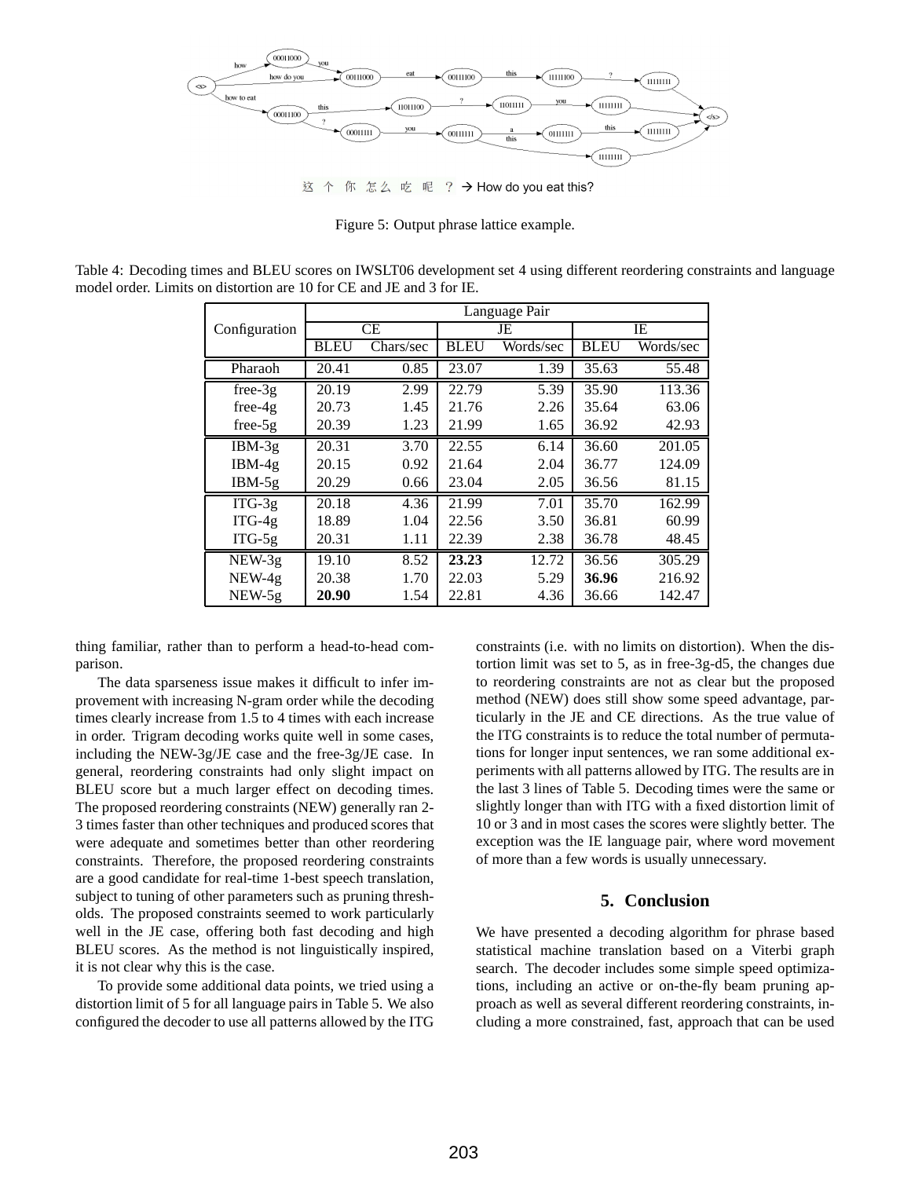Figure 5: Output phrase lattice example.

Table 4: Decoding times and BLEU scores on IWSLT06 development set 4 using different reordering constraints and language model order. Limits on distortion are 10 for CE and JE and 3 for IE.

| Configuration | Language Pair | | | | | |
|---|---|---|---|---|---|---|
| | CE | | JE | | IE | |
| | BLEU | Chars/sec | BLEU | Words/sec | BLEU | Words/sec |
| Pharaoh | 20.41 | 0.85 | 23.07 | 1.39 | 35.63 | 55.48 |
| free-3g | 20.19 | 2.99 | 22.79 | 5.39 | 35.90 | 113.36 |
| free-4g | 20.73 | 1.45 | 21.76 | 2.26 | 35.64 | 63.06 |
| free-5g | 20.39 | 1.23 | 21.99 | 1.65 | 36.92 | 42.93 |
| IBM-3g | 20.31 | 3.70 | 22.55 | 6.14 | 36.60 | 201.05 |
| IBM-4g | 20.15 | 0.92 | 21.64 | 2.04 | 36.77 | 124.09 |
| IBM-5g | 20.29 | 0.66 | 23.04 | 2.05 | 36.56 | 81.15 |
| ITG-3g | 20.18 | 4.36 | 21.99 | 7.01 | 35.70 | 162.99 |
| ITG-4g | 18.89 | 1.04 | 22.56 | 3.50 | 36.81 | 60.99 |
| ITG-5g | 20.31 | 1.11 | 22.39 | 2.38 | 36.78 | 48.45 |
| NEW-3g | 19.10 | 8.52 | **23.23** | 12.72 | 36.56 | 305.29 |
| NEW-4g | 20.38 | 1.70 | 22.03 | 5.29 | **36.96** | 216.92 |
| NEW-5g | **20.90** | 1.54 | 22.81 | 4.36 | 36.66 | 142.47 |

thing familiar, rather than to perform a head-to-head comparison.

The data sparseness issue makes it difficult to infer improvement with increasing N-gram order while the decoding times clearly increase from 1.5 to 4 times with each increase in order. Trigram decoding works quite well in some cases, including the NEW-3g/JE case and the free-3g/JE case. In general, reordering constraints had only slight impact on BLEU score but a much larger effect on decoding times. The proposed reordering constraints (NEW) generally ran 2-3 times faster than other techniques and produced scores that were adequate and sometimes better than other reordering constraints. Therefore, the proposed reordering constraints are a good candidate for real-time 1-best speech translation, subject to tuning of other parameters such as pruning thresholds. The proposed constraints seemed to work particularly well in the JE case, offering both fast decoding and high BLEU scores. As the method is not linguistically inspired, it is not clear why this is the case.

To provide some additional data points, we tried using a distortion limit of 5 for all language pairs in Table 5. We also configured the decoder to use all patterns allowed by the ITG constraints (i.e. with no limits on distortion). When the distortion limit was set to 5, as in free-3g-d5, the changes due to reordering constraints are not as clear but the proposed method (NEW) does still show some speed advantage, particularly in the JE and CE directions. As the true value of the ITG constraints is to reduce the total number of permutations for longer input sentences, we ran some additional experiments with all patterns allowed by ITG. The results are in the last 3 lines of Table 5. Decoding times were the same or slightly longer than with ITG with a fixed distortion limit of 10 or 3 and in most cases the scores were slightly better. The exception was the IE language pair, where word movement of more than a few words is usually unnecessary.

## 5. Conclusion

We have presented a decoding algorithm for phrase based statistical machine translation based on a Viterbi graph search. The decoder includes some simple speed optimizations, including an active or on-the-fly beam pruning approach as well as several different reordering constraints, including a more constrained, fast, approach that can be used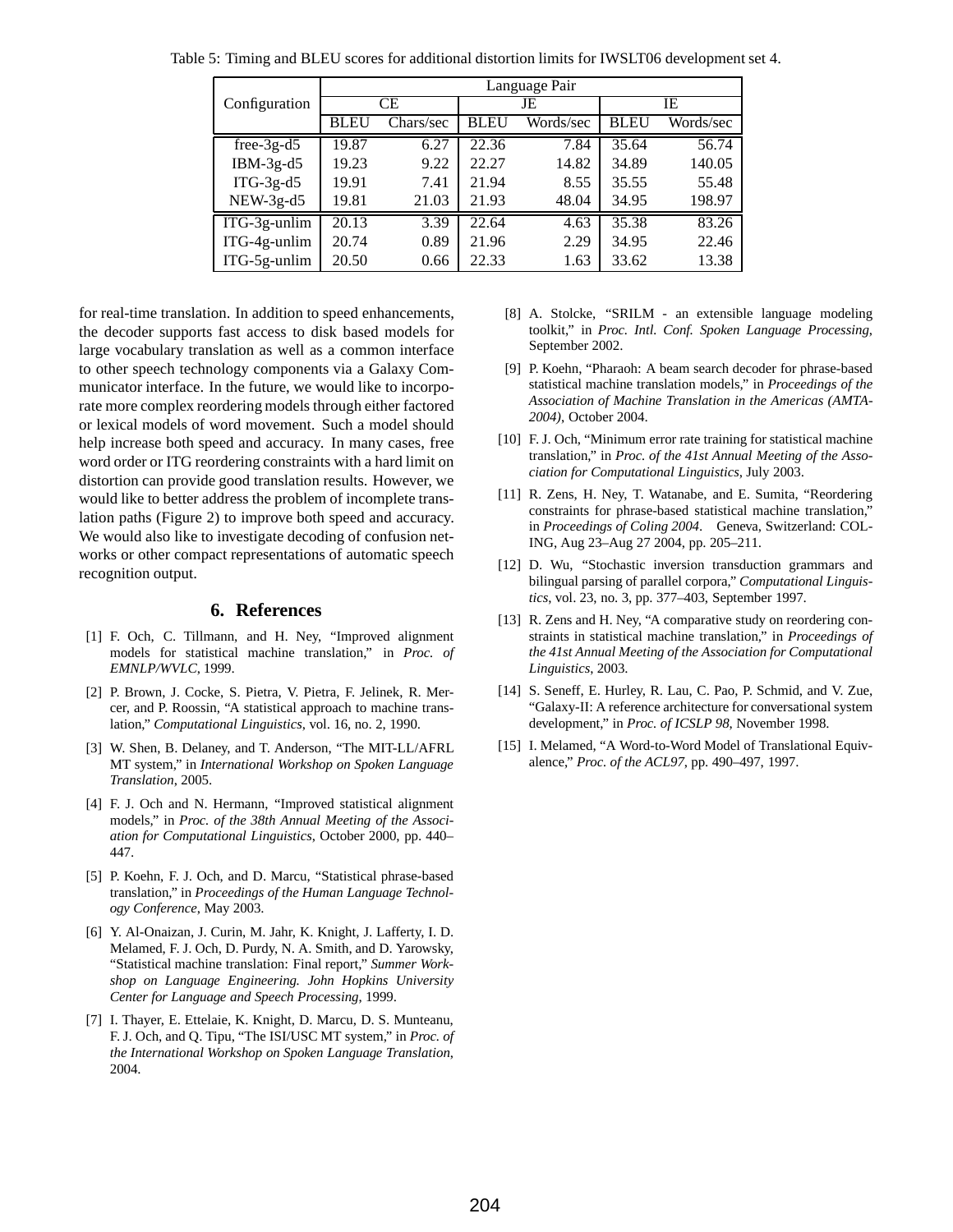Table 5: Timing and BLEU scores for additional distortion limits for IWSLT06 development set 4.

| Configuration | Language Pair | | | | | |
|---|---|---|---|---|---|---|
| | CE | | JE | | IE | |
| | BLEU | Chars/sec | BLEU | Words/sec | BLEU | Words/sec |
| free-3g-d5 | 19.87 | 6.27 | 22.36 | 7.84 | 35.64 | 56.74 |
| IBM-3g-d5 | 19.23 | 9.22 | 22.27 | 14.82 | 34.89 | 140.05 |
| ITG-3g-d5 | 19.91 | 7.41 | 21.94 | 8.55 | 35.55 | 55.48 |
| NEW-3g-d5 | 19.81 | 21.03 | 21.93 | 48.04 | 34.95 | 198.97 |
| ITG-3g-unlim | 20.13 | 3.39 | 22.64 | 4.63 | 35.38 | 83.26 |
| ITG-4g-unlim | 20.74 | 0.89 | 21.96 | 2.29 | 34.95 | 22.46 |
| ITG-5g-unlim | 20.50 | 0.66 | 22.33 | 1.63 | 33.62 | 13.38 |

for real-time translation. In addition to speed enhancements, the decoder supports fast access to disk based models for large vocabulary translation as well as a common interface to other speech technology components via a Galaxy Communicator interface. In the future, we would like to incorporate more complex reordering models through either factored or lexical models of word movement. Such a model should help increase both speed and accuracy. In many cases, free word order or ITG reordering constraints with a hard limit on distortion can provide good translation results. However, we would like to better address the problem of incomplete translation paths (Figure 2) to improve both speed and accuracy. We would also like to investigate decoding of confusion networks or other compact representations of automatic speech recognition output.

## 6. References

[1] F. Och, C. Tillmann, and H. Ney, "Improved alignment models for statistical machine translation," in *Proc. of EMNLP/WVLC*, 1999.

[2] P. Brown, J. Cocke, S. Pietra, V. Pietra, F. Jelinek, R. Mercer, and P. Roossin, "A statistical approach to machine translation," *Computational Linguistics*, vol. 16, no. 2, 1990.

[3] W. Shen, B. Delaney, and T. Anderson, "The MIT-LL/AFRL MT system," in *International Workshop on Spoken Language Translation*, 2005.

[4] F. J. Och and N. Hermann, "Improved statistical alignment models," in *Proc. of the 38th Annual Meeting of the Association for Computational Linguistics*, October 2000, pp. 440–447.

[5] P. Koehn, F. J. Och, and D. Marcu, "Statistical phrase-based translation," in *Proceedings of the Human Language Technology Conference*, May 2003.

[6] Y. Al-Onaizan, J. Curin, M. Jahr, K. Knight, J. Lafferty, I. D. Melamed, F. J. Och, D. Purdy, N. A. Smith, and D. Yarowsky, "Statistical machine translation: Final report," *Summer Workshop on Language Engineering. John Hopkins University Center for Language and Speech Processing*, 1999.

[7] I. Thayer, E. Ettelaie, K. Knight, D. Marcu, D. S. Munteanu, F. J. Och, and Q. Tipu, "The ISI/USC MT system," in *Proc. of the International Workshop on Spoken Language Translation*, 2004.

[8] A. Stolcke, "SRILM - an extensible language modeling toolkit," in *Proc. Intl. Conf. Spoken Language Processing*, September 2002.

[9] P. Koehn, "Pharaoh: A beam search decoder for phrase-based statistical machine translation models," in *Proceedings of the Association of Machine Translation in the Americas (AMTA-2004)*, October 2004.

[10] F. J. Och, "Minimum error rate training for statistical machine translation," in *Proc. of the 41st Annual Meeting of the Association for Computational Linguistics*, July 2003.

[11] R. Zens, H. Ney, T. Watanabe, and E. Sumita, "Reordering constraints for phrase-based statistical machine translation," in *Proceedings of Coling 2004*. Geneva, Switzerland: COLING, Aug 23–Aug 27 2004, pp. 205–211.

[12] D. Wu, "Stochastic inversion transduction grammars and bilingual parsing of parallel corpora," *Computational Linguistics*, vol. 23, no. 3, pp. 377–403, September 1997.

[13] R. Zens and H. Ney, "A comparative study on reordering constraints in statistical machine translation," in *Proceedings of the 41st Annual Meeting of the Association for Computational Linguistics*, 2003.

[14] S. Seneff, E. Hurley, R. Lau, C. Pao, P. Schmid, and V. Zue, "Galaxy-II: A reference architecture for conversational system development," in *Proc. of ICSLP 98*, November 1998.

[15] I. Melamed, "A Word-to-Word Model of Translational Equivalence," *Proc. of the ACL97*, pp. 490–497, 1997.